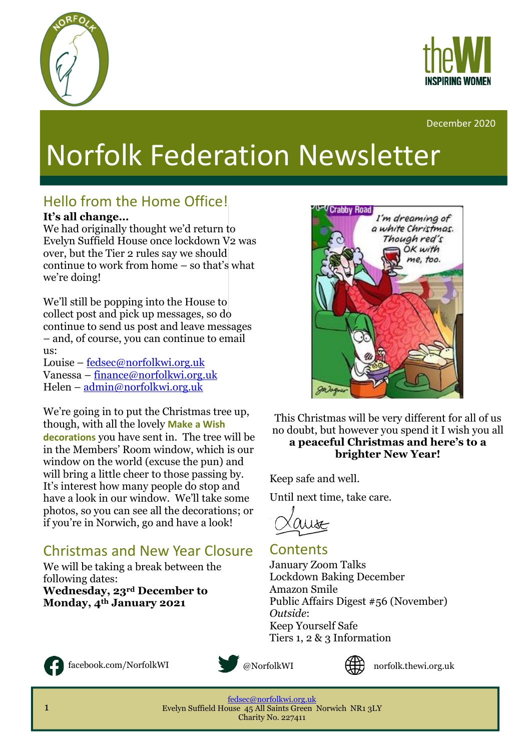December 2020

# Norfolk Federation Newsletter

## Hello from the Home Office!

**It's all change…**

We had originally thought we'd return to Evelyn Suffield House once lockdown V2 was over, but the Tier 2 rules say we should continue to work from home – so that's what we're doing!

We'll still be popping into the House to collect post and pick up messages, so do continue to send us post and leave messages – and, of course, you can continue to email us:

Louise – fedsec@norfolkwi.org.uk
Vanessa – finance@norfolkwi.org.uk
Helen – admin@norfolkwi.org.uk

We're going in to put the Christmas tree up, though, with all the lovely **Make a Wish decorations** you have sent in. The tree will be in the Members' Room window, which is our window on the world (excuse the pun) and will bring a little cheer to those passing by. It's interest how many people do stop and have a look in our window. We'll take some photos, so you can see all the decorations; or if you're in Norwich, go and have a look!

## Christmas and New Year Closure

We will be taking a break between the following dates:
**Wednesday, 23rd December to Monday, 4th January 2021**

This Christmas will be very different for all of us no doubt, but however you spend it I wish you all **a peaceful Christmas and here's to a brighter New Year!**

Keep safe and well.

Until next time, take care.

Louise

## Contents

January Zoom Talks
Lockdown Baking December
Amazon Smile
Public Affairs Digest #56 (November)
*Outside*:
Keep Yourself Safe
Tiers 1, 2 & 3 Information

facebook.com/NorfolkWI — @NorfolkWI — norfolk.thewi.org.uk

fedsec@norfolkwi.org.uk
Evelyn Suffield House 45 All Saints Green Norwich NR1 3LY
Charity No. 227411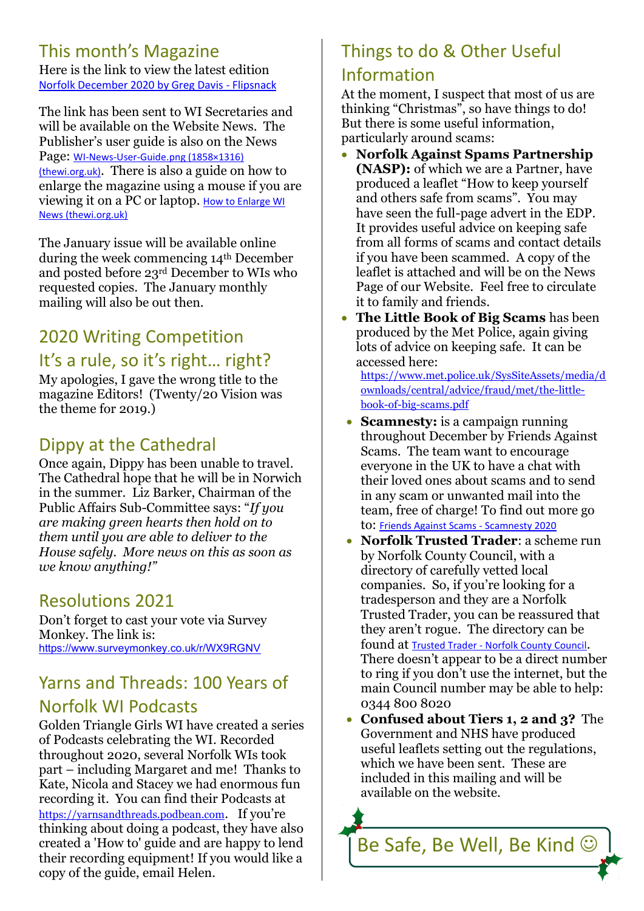## This month's Magazine

Here is the link to view the latest edition [Norfolk December 2020 by Greg Davis - Flipsnack]

The link has been sent to WI Secretaries and will be available on the Website News. The Publisher's user guide is also on the News Page: WI-News-User-Guide.png (1858×1316) (thewi.org.uk). There is also a guide on how to enlarge the magazine using a mouse if you are viewing it on a PC or laptop. How to Enlarge WI News (thewi.org.uk)

The January issue will be available online during the week commencing 14th December and posted before 23rd December to WIs who requested copies. The January monthly mailing will also be out then.

## 2020 Writing Competition

## It's a rule, so it's right… right?

My apologies, I gave the wrong title to the magazine Editors! (Twenty/20 Vision was the theme for 2019.)

## Dippy at the Cathedral

Once again, Dippy has been unable to travel. The Cathedral hope that he will be in Norwich in the summer. Liz Barker, Chairman of the Public Affairs Sub-Committee says: "*If you are making green hearts then hold on to them until you are able to deliver to the House safely. More news on this as soon as we know anything!*"

## Resolutions 2021

Don't forget to cast your vote via Survey Monkey. The link is:
https://www.surveymonkey.co.uk/r/WX9RGNV

## Yarns and Threads: 100 Years of Norfolk WI Podcasts

Golden Triangle Girls WI have created a series of Podcasts celebrating the WI. Recorded throughout 2020, several Norfolk WIs took part – including Margaret and me! Thanks to Kate, Nicola and Stacey we had enormous fun recording it. You can find their Podcasts at https://yarnsandthreads.podbean.com. If you're thinking about doing a podcast, they have also created a 'How to' guide and are happy to lend their recording equipment! If you would like a copy of the guide, email Helen.

## Things to do & Other Useful Information

At the moment, I suspect that most of us are thinking "Christmas", so have things to do! But there is some useful information, particularly around scams:

- **Norfolk Against Spams Partnership (NASP):** of which we are a Partner, have produced a leaflet "How to keep yourself and others safe from scams". You may have seen the full-page advert in the EDP. It provides useful advice on keeping safe from all forms of scams and contact details if you have been scammed. A copy of the leaflet is attached and will be on the News Page of our Website. Feel free to circulate it to family and friends.
- **The Little Book of Big Scams** has been produced by the Met Police, again giving lots of advice on keeping safe. It can be accessed here: https://www.met.police.uk/SysSiteAssets/media/downloads/central/advice/fraud/met/the-little-book-of-big-scams.pdf
- **Scamnesty:** is a campaign running throughout December by Friends Against Scams. The team want to encourage everyone in the UK to have a chat with their loved ones about scams and to send in any scam or unwanted mail into the team, free of charge! To find out more go to: Friends Against Scams - Scamnesty 2020
- **Norfolk Trusted Trader**: a scheme run by Norfolk County Council, with a directory of carefully vetted local companies. So, if you're looking for a tradesperson and they are a Norfolk Trusted Trader, you can be reassured that they aren't rogue. The directory can be found at Trusted Trader - Norfolk County Council. There doesn't appear to be a direct number to ring if you don't use the internet, but the main Council number may be able to help: 0344 800 8020
- **Confused about Tiers 1, 2 and 3?** The Government and NHS have produced useful leaflets setting out the regulations, which we have been sent. These are included in this mailing and will be available on the website.

Be Safe, Be Well, Be Kind ☺